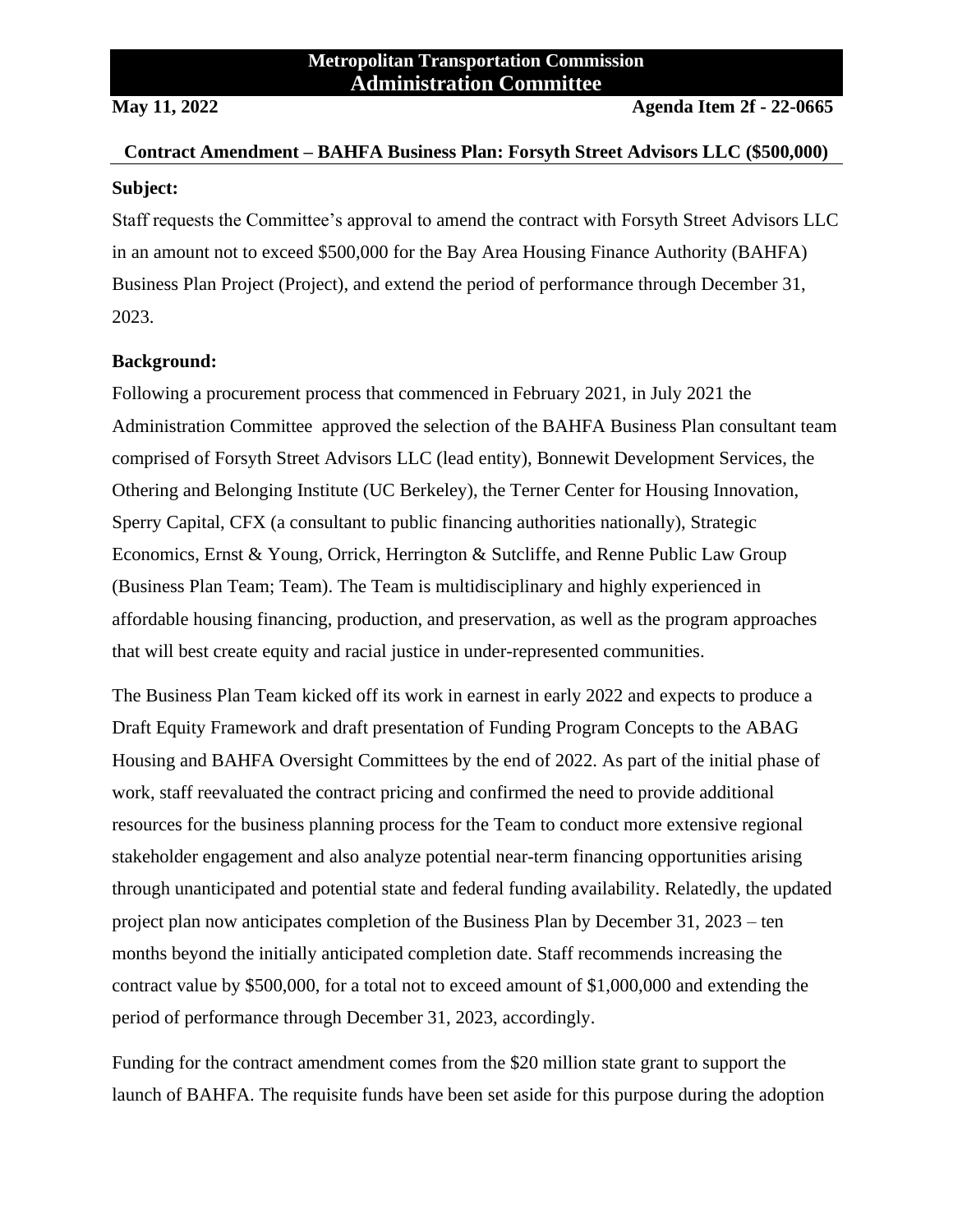**Metropolitan Transportation Commission**
**Administration Committee**

**May 11, 2022** **Agenda Item 2f - 22-0665**

**Contract Amendment – BAHFA Business Plan: Forsyth Street Advisors LLC ($500,000)**

**Subject:**

Staff requests the Committee's approval to amend the contract with Forsyth Street Advisors LLC in an amount not to exceed $500,000 for the Bay Area Housing Finance Authority (BAHFA) Business Plan Project (Project), and extend the period of performance through December 31, 2023.

**Background:**

Following a procurement process that commenced in February 2021, in July 2021 the Administration Committee approved the selection of the BAHFA Business Plan consultant team comprised of Forsyth Street Advisors LLC (lead entity), Bonnewit Development Services, the Othering and Belonging Institute (UC Berkeley), the Terner Center for Housing Innovation, Sperry Capital, CFX (a consultant to public financing authorities nationally), Strategic Economics, Ernst & Young, Orrick, Herrington & Sutcliffe, and Renne Public Law Group (Business Plan Team; Team). The Team is multidisciplinary and highly experienced in affordable housing financing, production, and preservation, as well as the program approaches that will best create equity and racial justice in under-represented communities.

The Business Plan Team kicked off its work in earnest in early 2022 and expects to produce a Draft Equity Framework and draft presentation of Funding Program Concepts to the ABAG Housing and BAHFA Oversight Committees by the end of 2022. As part of the initial phase of work, staff reevaluated the contract pricing and confirmed the need to provide additional resources for the business planning process for the Team to conduct more extensive regional stakeholder engagement and also analyze potential near-term financing opportunities arising through unanticipated and potential state and federal funding availability. Relatedly, the updated project plan now anticipates completion of the Business Plan by December 31, 2023 – ten months beyond the initially anticipated completion date. Staff recommends increasing the contract value by $500,000, for a total not to exceed amount of $1,000,000 and extending the period of performance through December 31, 2023, accordingly.

Funding for the contract amendment comes from the $20 million state grant to support the launch of BAHFA. The requisite funds have been set aside for this purpose during the adoption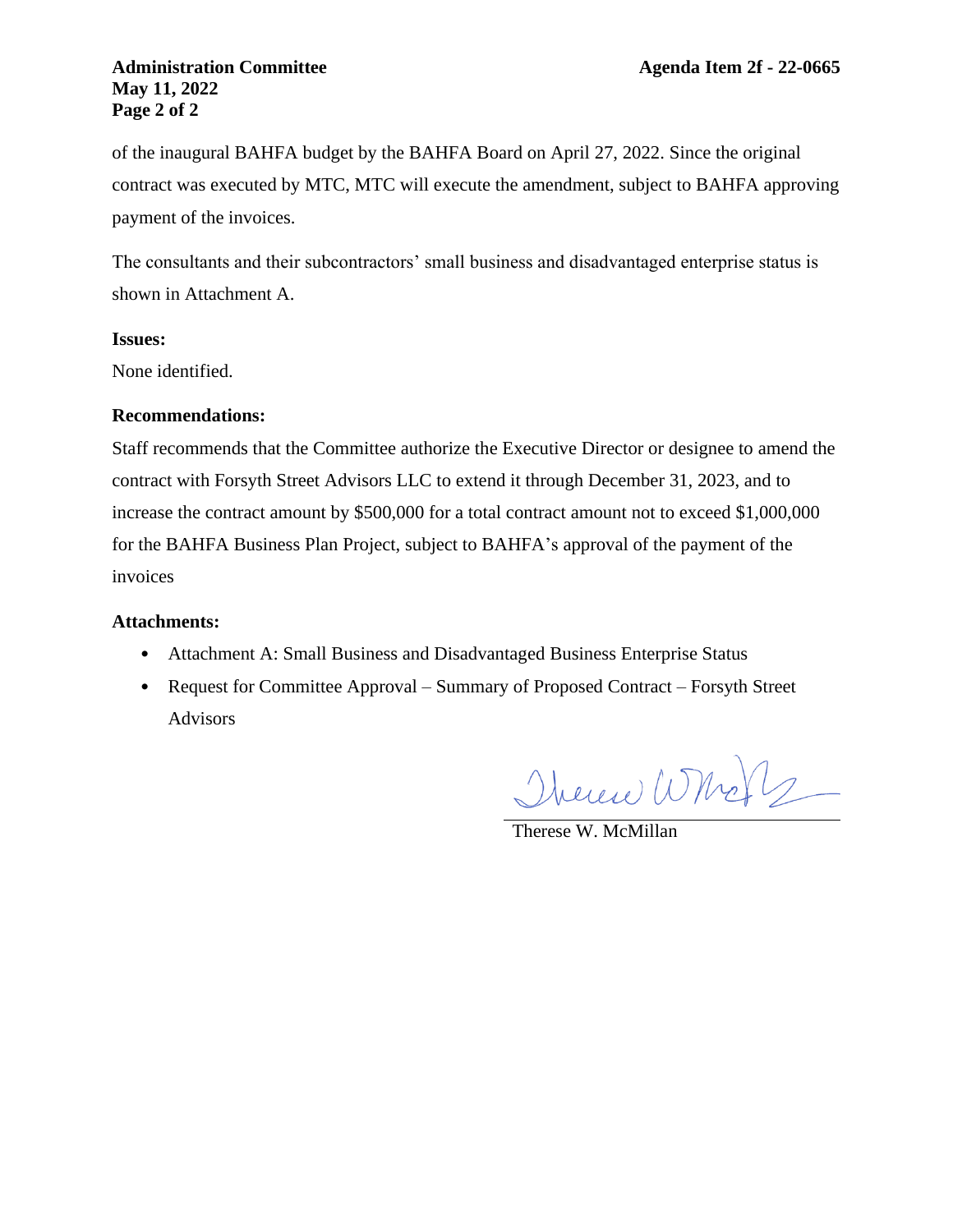of the inaugural BAHFA budget by the BAHFA Board on April 27, 2022. Since the original contract was executed by MTC, MTC will execute the amendment, subject to BAHFA approving payment of the invoices.

The consultants and their subcontractors' small business and disadvantaged enterprise status is shown in Attachment A.

**Issues:**

None identified.

**Recommendations:**

Staff recommends that the Committee authorize the Executive Director or designee to amend the contract with Forsyth Street Advisors LLC to extend it through December 31, 2023, and to increase the contract amount by $500,000 for a total contract amount not to exceed $1,000,000 for the BAHFA Business Plan Project, subject to BAHFA's approval of the payment of the invoices

**Attachments:**

- Attachment A: Small Business and Disadvantaged Business Enterprise Status
- Request for Committee Approval – Summary of Proposed Contract – Forsyth Street Advisors

Therese W. McMillan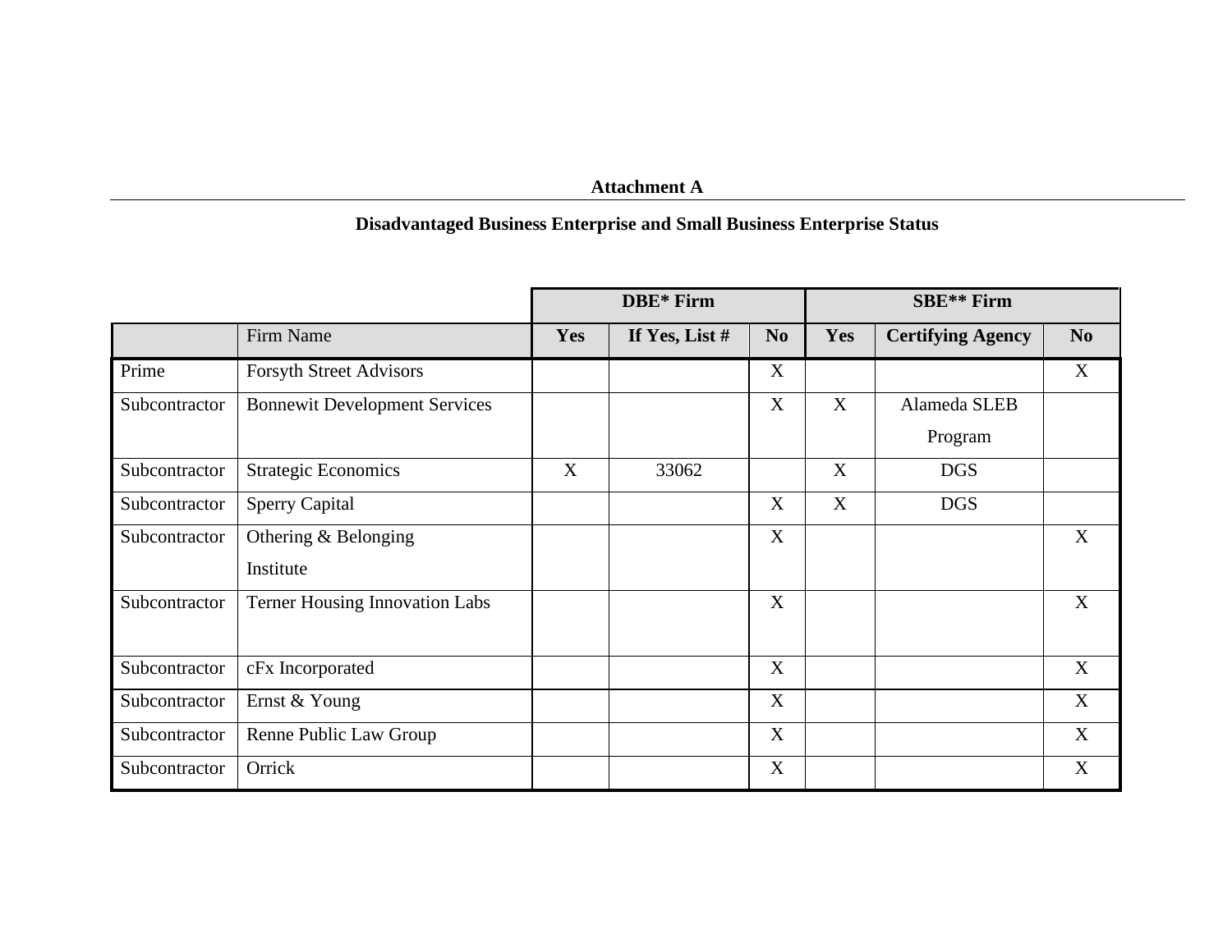**Attachment A**

**Disadvantaged Business Enterprise and Small Business Enterprise Status**

| | | **DBE* Firm** | | | **SBE** Firm** | | |
|---|---|---|---|---|---|---|---|
| | Firm Name | **Yes** | **If Yes, List #** | **No** | **Yes** | **Certifying Agency** | **No** |
| Prime | Forsyth Street Advisors | | | X | | | X |
| Subcontractor | Bonnewit Development Services | | | X | X | Alameda SLEB Program | |
| Subcontractor | Strategic Economics | X | 33062 | | X | DGS | |
| Subcontractor | Sperry Capital | | | X | X | DGS | |
| Subcontractor | Othering & Belonging Institute | | | X | | | X |
| Subcontractor | Terner Housing Innovation Labs | | | X | | | X |
| Subcontractor | cFx Incorporated | | | X | | | X |
| Subcontractor | Ernst & Young | | | X | | | X |
| Subcontractor | Renne Public Law Group | | | X | | | X |
| Subcontractor | Orrick | | | X | | | X |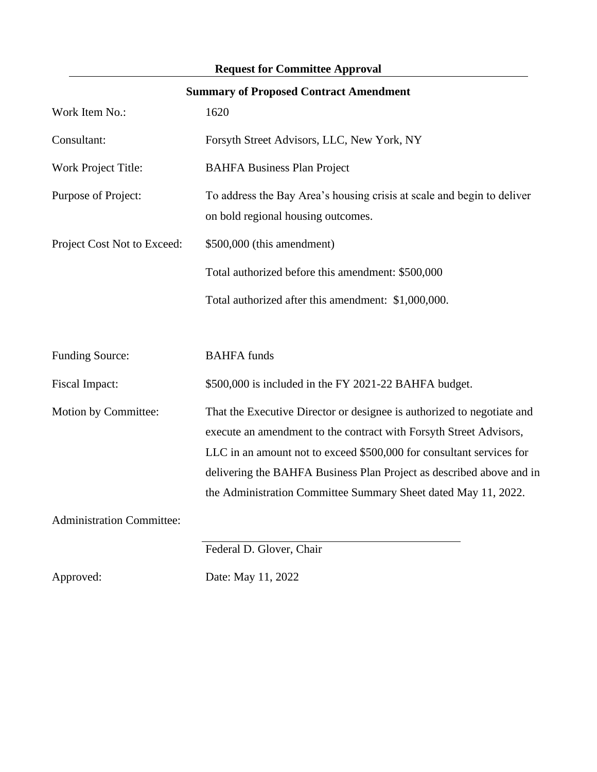**Request for Committee Approval**

**Summary of Proposed Contract Amendment**

| | |
|---|---|
| Work Item No.: | 1620 |
| Consultant: | Forsyth Street Advisors, LLC, New York, NY |
| Work Project Title: | BAHFA Business Plan Project |
| Purpose of Project: | To address the Bay Area's housing crisis at scale and begin to deliver on bold regional housing outcomes. |
| Project Cost Not to Exceed: | $500,000 (this amendment) |
| | Total authorized before this amendment: $500,000 |
| | Total authorized after this amendment: $1,000,000. |
| Funding Source: | BAHFA funds |
| Fiscal Impact: | $500,000 is included in the FY 2021-22 BAHFA budget. |
| Motion by Committee: | That the Executive Director or designee is authorized to negotiate and execute an amendment to the contract with Forsyth Street Advisors, LLC in an amount not to exceed $500,000 for consultant services for delivering the BAHFA Business Plan Project as described above and in the Administration Committee Summary Sheet dated May 11, 2022. |
| Administration Committee: | |
| | Federal D. Glover, Chair |
| Approved: | Date: May 11, 2022 |